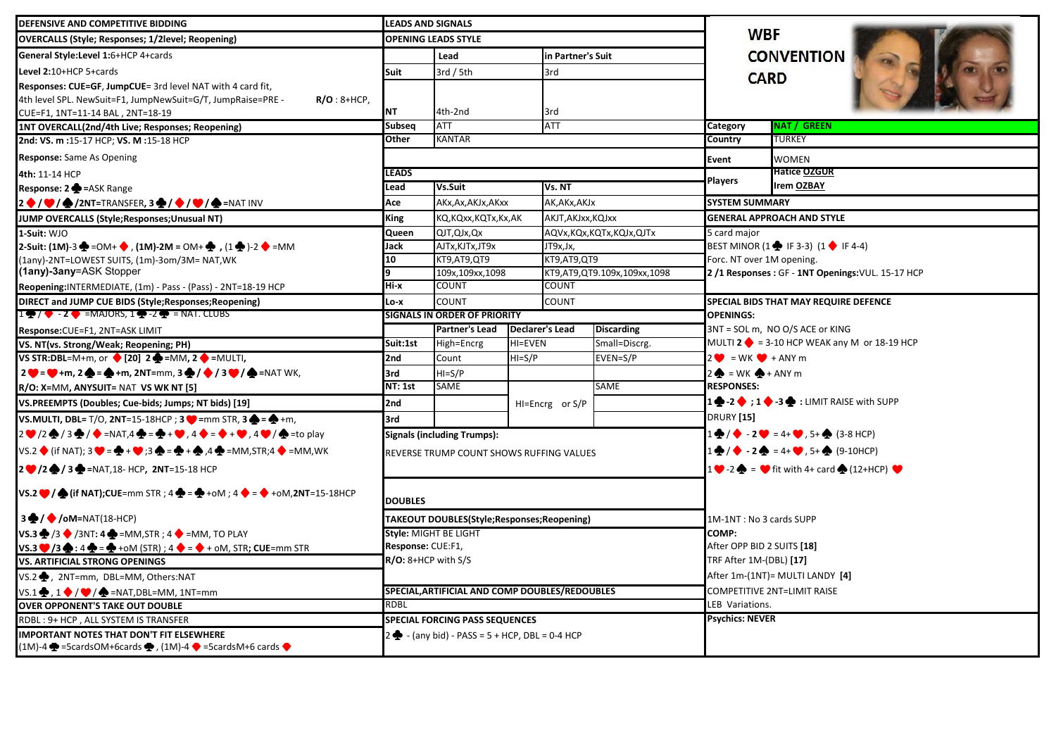# WBF CONVENTION CARD

| | |
|---|---|
| Category | NAT / GREEN |
| Country | TURKEY |
| Event | WOMEN |
| Players | Hatice OZGUR<br>Irem OZBAY |

## DEFENSIVE AND COMPETITIVE BIDDING

### OVERCALLS (Style; Responses; 1/2level; Reopening)

General Style:Level 1:6+HCP 4+cards

Level 2:10+HCP 5+cards

Responses: CUE=GF, JumpCUE= 3rd level NAT with 4 card fit, 4th level SPL. NewSuit=F1, JumpNewSuit=G/T, JumpRaise=PRE - R/O : 8+HCP, CUE=F1, 1NT=11-14 BAL , 2NT=18-19

### 1NT OVERCALL(2nd/4th Live; Responses; Reopening)

2nd: VS. m :15-17 HCP; VS. M :15-18 HCP

Response: Same As Opening

4th: 11-14 HCP

Response: 2♣=ASK Range

2♦/♥/♠/2NT=TRANSFER, 3♣/♦/♥/♠=NAT INV

### JUMP OVERCALLS (Style;Responses;Unusual NT)

1-Suit: WJO

2-Suit: (1M)-3♣=OM+♦ , (1M)-2M = OM+♣ , (1♣)-2♦ =MM

(1any)-2NT=LOWEST SUITS, (1m)-3om/3M= NAT,WK

(1any)-3any=ASK Stopper

Reopening:INTERMEDIATE, (1m) - Pass - (Pass) - 2NT=18-19 HCP

### DIRECT and JUMP CUE BIDS (Style;Responses;Reopening)

1♥/♠ - 2♦ =MAJORS, 1♣-2♣ = NAT. CLUBS

Response:CUE=F1, 2NT=ASK LIMIT

### VS. NT(vs. Strong/Weak; Reopening; PH)

VS STR:DBL=M+m, or ♦ [20] 2♣=MM, 2♦=MULTI,

2♥=♥+m, 2♠=♠+m, 2NT=mm, 3♣/♦/3♥/♠=NAT WK,

R/O: X=MM, ANYSUIT= NAT VS WK NT [5]

### VS.PREEMPTS (Doubles; Cue-bids; Jumps; NT bids) [19]

VS.MULTI, DBL= T/O, 2NT=15-18HCP ; 3♥=mm STR, 3♠=♠+m,

2♥/2♠/3♣/♦ =NAT,4♣=♣+♥, 4♦=♦+♥, 4♥/♠=to play

VS.2♦ (if NAT); 3♥=♣+♥;3♠=♣+♠,4♣=MM,STR;4♦=MM,WK

2♥/2♠/3♣=NAT,18- HCP, 2NT=15-18 HCP

VS.2♥/♠(if NAT);CUE=mm STR ; 4♣=♣+oM ; 4♦=♦+oM,2NT=15-18HCP

3♣/♦/oM=NAT(18-HCP)

VS.3♣/3♦/3NT: 4♣=MM,STR ; 4♦ =MM, TO PLAY

VS.3♥/3♠: 4♣=♣+oM (STR) ; 4♦=♦+ oM, STR; CUE=mm STR

### VS. ARTIFICIAL STRONG OPENINGS

VS.2♣, 2NT=mm, DBL=MM, Others:NAT

VS.1♣, 1♦/♥/♠=NAT,DBL=MM, 1NT=mm

### OVER OPPONENT'S TAKE OUT DOUBLE

RDBL : 9+ HCP , ALL SYSTEM IS TRANSFER

### IMPORTANT NOTES THAT DON'T FIT ELSEWHERE

(1M)-4♣=5cardsOM+6cards♣, (1M)-4♦=5cardsM+6 cards♦

## LEADS AND SIGNALS

### OPENING LEADS STYLE

| | Lead | in Partner's Suit |
|---|---|---|
| Suit | 3rd / 5th | 3rd |
| NT | 4th-2nd | 3rd |
| Subseq | ATT | ATT |
| Other | KANTAR | |

### LEADS

| Lead | Vs.Suit | Vs. NT |
|---|---|---|
| Ace | AKx,Ax,AKJx,AKxx | AK,AKx,AKJx |
| King | KQ,KQxx,KQTx,Kx,AK | AKJT,AKJxx,KQJxx |
| Queen | QJT,QJx,Qx | AQVx,KQx,KQTx,QJx,QJTx |
| Jack | AJTx,KJTx,JT9x | JT9x,Jx, |
| 10 | KT9,AT9,QT9 | KT9,AT9,QT9 |
| 9 | 109x,109xx,1098 | KT9,AT9,QT9.109x,109xx,1098 |
| Hi-x | COUNT | COUNT |
| Lo-x | COUNT | COUNT |

### SIGNALS IN ORDER OF PRIORITY

| | Partner's Lead | Declarer's Lead | Discarding |
|---|---|---|---|
| Suit:1st | High=Encrg | HI=EVEN | Small=Discrg. |
| 2nd | Count | HI=S/P | EVEN=S/P |
| 3rd | HI=S/P | | |
| NT: 1st | SAME | HI=Encrg or S/P | SAME |
| 2nd | | | |
| 3rd | | | |

Signals (including Trumps):

REVERSE TRUMP COUNT SHOWS RUFFING VALUES

### DOUBLES

### TAKEOUT DOUBLES(Style;Responses;Reopening)

Style: MIGHT BE LIGHT

Response: CUE:F1,

R/O: 8+HCP with S/S

### SPECIAL,ARTIFICIAL AND COMP DOUBLES/REDOUBLES

RDBL

### SPECIAL FORCING PASS SEQUENCES

2♣ - (any bid) - PASS = 5 + HCP, DBL = 0-4 HCP

## SYSTEM SUMMARY

### GENERAL APPROACH AND STYLE

5 card major

BEST MINOR (1♣ IF 3-3) (1♦ IF 4-4)

Forc. NT over 1M opening.

2 /1 Responses : GF - 1NT Openings:VUL. 15-17 HCP

### SPECIAL BIDS THAT MAY REQUIRE DEFENCE

OPENINGS:

3NT = SOL m, NO O/S ACE or KING

MULTI 2♦ = 3-10 HCP WEAK any M or 18-19 HCP

2♥ = WK ♥ + ANY m

2♠ = WK ♠+ ANY m

RESPONSES:

1♣-2♦ ; 1♦-3♣ : LIMIT RAISE with SUPP

DRURY [15]

1♣/♦ - 2♥ = 4+♥, 5+♠ (3-8 HCP)

1♣/♦ - 2♠ = 4+♥, 5+♠ (9-10HCP)

1♥-2♠ = ♥ fit with 4+ card ♠ (12+HCP) ♥

1M-1NT : No 3 cards SUPP

COMP:

After OPP BID 2 SUITS [18]

TRF After 1M-(DBL) [17]

After 1m-(1NT)= MULTI LANDY [4]

COMPETITIVE 2NT=LIMIT RAISE

LEB Variations.

Psychics: NEVER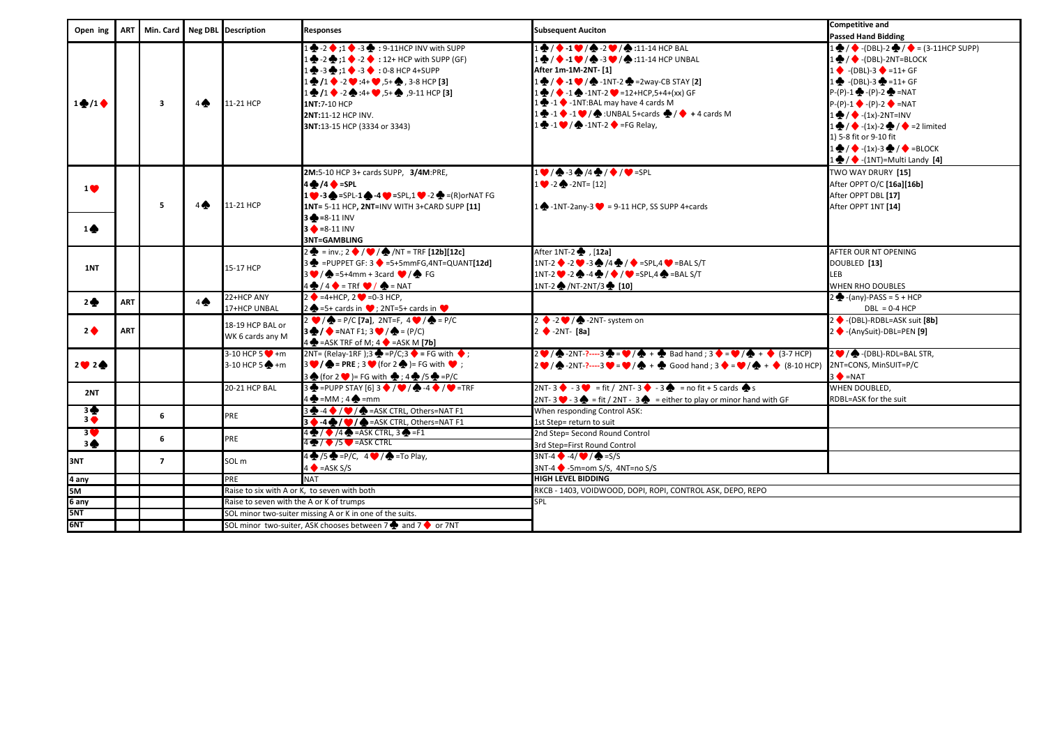| Open ing | ART | Min. Card | Neg DBL | Description | Responses | Subsequent Auciton | Competitive and Passed Hand Bidding |
|---|---|---|---|---|---|---|---|
| 1♣/1♦ | | 3 | 4♠ | 11-21 HCP | 1♣-2♣;1♦-3♦ : 9-11HCP INV with SUPP<br>1♣-2♣;1♦-2♦ : 12+ HCP with SUPP (GF)<br>1♣-3♣;1♦-3♦ : 0-8 HCP 4+SUPP<br>1♣/1♦-2♥:4+♥,5+♠, 3-8 HCP [3]<br>1♣/1♦-2♠:4+♥,5+♠ ,9-11 HCP [3]<br>**1NT:**7-10 HCP<br>**2NT:**11-12 HCP INV.<br>**3NT:**13-15 HCP (3334 or 3343) | 1♣/♦-1♥/♠-2♥/♠:11-14 HCP BAL<br>1♣/♦-1♥/♠-3♥/♠:11-14 HCP UNBAL<br>**After 1m-1M-2NT- [1]**<br>1♣/♦-1♥/♠-1NT-2♣=2way-CB STAY **[2]**<br>1♣/♦-1♠-1NT-2♥=12+HCP,5+4+(xx) GF<br>1♣-1♦-1NT:BAL may have 4 cards M<br>1♣-1♦-1♥/♠:UNBAL 5+cards ♣/♦ + 4 cards M<br>1♣-1♥/♠-1NT-2♦=FG Relay, | 1♣/♦-(DBL)-2♣/♦ = (3-11HCP SUPP)<br>1♣/♦-(DBL)-2NT=BLOCK<br>1♦ -(DBL)-3♦=11+ GF<br>1♣ -(DBL)-3♣=11+ GF<br>P-(P)-1♣-(P)-2♣=NAT<br>P-(P)-1♦-(P)-2♦=NAT<br>1♣/♦-(1x)-2NT=INV<br>1♣/♦-(1x)-2♣/♦=2 limited<br>1) 5-8 fit or 9-10 fit<br>1♣/♦-(1x)-3♣/♦=BLOCK<br>1♣/♦-(1NT)=Multi Landy **[4]** |
| 1♥ / 1♠ | | 5 | 4♠ | 11-21 HCP | **2M:**5-10 HCP 3+ cards SUPP, **3/4M:**PRE,<br>**4♣/4♦=SPL**<br>**1♥-3♠**=SPL-**1♠-4♥**=SPL,1♥-2♠=(R)orNAT FG<br>**1NT=** 5-11 HCP, **2NT=**INV WITH 3+CARD SUPP **[11]**<br>**3♣**=8-11 INV<br>**3♦**=8-11 INV<br>**3NT=GAMBLING** | 1♥/♠-3♠/4♣/♦/♥=SPL<br>1♥-2♠-2NT= [12]<br><br>1♠-1NT-2any-3♥ = 9-11 HCP, SS SUPP 4+cards | TWO WAY DRURY **[15]**<br>After OPPT O/C **[16a][16b]**<br>After OPPT DBL **[17]**<br>After OPPT 1NT **[14]** |
| 1NT | | | | 15-17 HCP | 2♣ = inv.; 2♦/♥/♠/NT = TRF **[12b][12c]**<br>3♣ =PUPPET GF: 3♦=5+5mmFG,4NT=QUANT**[12d]**<br>3♥/♠=5+4mm + 3card ♥/♠ FG<br>4♣/4♦ = TRf ♥/♠ = NAT | After 1NT-2♣ , **[12a]**<br>1NT-2♦-2♥-3♠/4♣/♦=SPL,4♥=BAL S/T<br>1NT-2♥-2♠-4♣/♦/♥=SPL,4♠=BAL S/T<br>1NT-2♠/NT-2NT/3♣ **[10]** | AFTER OUR NT OPENING<br>DOUBLED **[13]**<br>LEB<br>WHEN RHO DOUBLES |
| 2♣ | ART | | 4♠ | 22+HCP ANY<br>17+HCP UNBAL | 2♦ =4+HCP, 2♥ =0-3 HCP,<br>2♠ =5+ cards in ♥; 2NT=5+ cards in ♥ | | 2♣-(any)-PASS = 5 + HCP<br>DBL = 0-4 HCP |
| 2♦ | ART | | | 18-19 HCP BAL or<br>WK 6 cards any M | 2♥/♠= P/C **[7a]**, 2NT=F, 4♥/♠= P/C<br>3♣/♦=NAT F1; 3♥/♠= (P/C)<br>4♣=ASK TRF of M; 4♦=ASK M **[7b]** | 2♦-2♥/♠-2NT- system on<br>2♦-2NT- **[8a]** | 2♦-(DBL)-RDBL=ASK suit **[8b]**<br>2♦-(AnySuit)-DBL=PEN **[9]** |
| 2♥ 2♠ | | | | 3-10 HCP 5♥+m<br>3-10 HCP 5♠+m | 2NT= (Relay-1RF );3♣=P/C;3♦ = FG with ♦;<br>3♥/♠= **PRE** ; 3♥ (for 2♠)= FG with ♥ ;<br>3♠ (for 2♥)= FG with ♠ ; 4♣/5♣=P/C | 2♥/♠-2NT-?----3♣=♥/♠ + ♣ Bad hand ; 3♦=♥/♠ + ♦ (3-7 HCP)<br>2♥/♠-2NT-?----3♥=♥/♠ + ♣ Good hand ; 3♦=♥/♠ + ♦ (8-10 HCP) | 2♥/♠-(DBL)-RDL=BAL STR,<br>2NT=CONS, MinSUIT=P/C<br>3♦=NAT |
| 2NT | | | | 20-21 HCP BAL | 3♣=PUPP STAY [6] 3♦/♥/♠-4♦/♥=TRF<br>4♣=MM ; 4♠=mm | 2NT- 3♦ - 3♥ = fit / 2NT- 3♦ - 3♠ = no fit + 5 cards ♠s<br>2NT- 3♥ - 3♠ = fit / 2NT - 3♠ = either to play or minor hand with GF | WHEN DOUBLED,<br>RDBL=ASK for the suit |
| 3♣<br>3♦ | | 6 | | PRE | 3♣-4♦/♥/♠=ASK CTRL, Others=NAT F1<br>**3♦-4♣/♥/♠**=ASK CTRL, Others=NAT F1 | When responding Control ASK:<br>1st Step= return to suit | |
| 3♥<br>3♠ | | 6 | | PRE | 4♣/♦/4♠=ASK CTRL, 3♠=F1<br>4♣/♦/5♥=ASK CTRL | 2nd Step= Second Round Control<br>3rd Step=First Round Control | |
| 3NT | | 7 | | SOL m | 4♣/5♣=P/C, 4♥/♠=To Play,<br>4♦=ASK S/S | 3NT-4♦-4/♥/♠=S/S<br>3NT-4♦-5m=om S/S, 4NT=no S/S | |
| 4 any | | | | PRE | NAT | **HIGH LEVEL BIDDING** | |
| 5M | | | | Raise to six with A or K, to seven with both | | RKCB - 1403, VOIDWOOD, DOPI, ROPI, CONTROL ASK, DEPO, REPO | |
| 6 any | | | | Raise to seven with the A or K of trumps | | SPL | |
| 5NT | | | | SOL minor two-suiter missing A or K in one of the suits. | | | |
| 6NT | | | | SOL minor two-suiter, ASK chooses between 7♣ and 7♦ or 7NT | | | |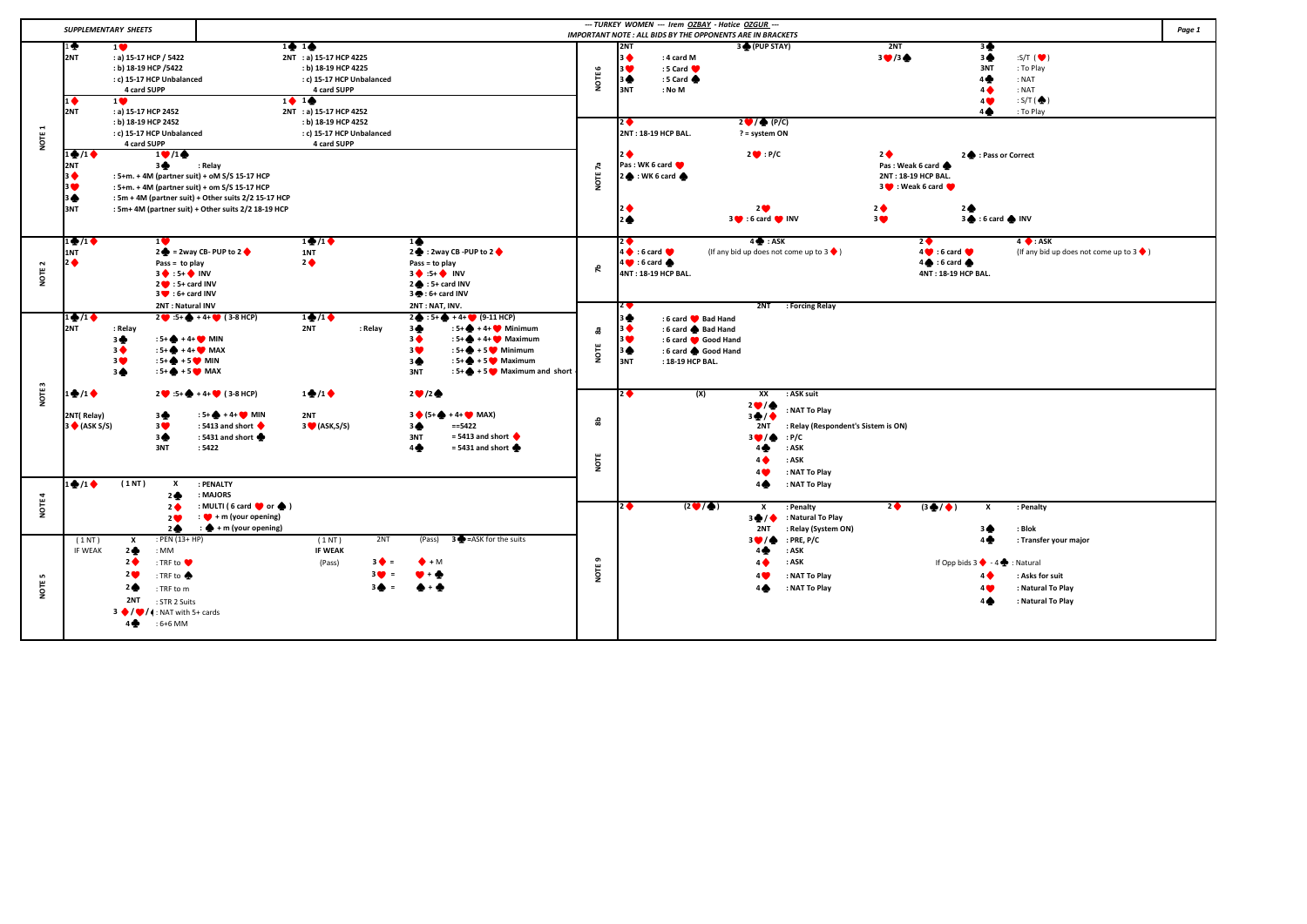**SUPPLEMENTARY SHEETS**

**--- TURKEY WOMEN --- Irem OZBAY - Hatice OZGUR ---**

**IMPORTANT NOTE : ALL BIDS BY THE OPPONENTS ARE IN BRACKETS**

## NOTE 1

1♣ 1♥
2NT : a) 15-17 HCP / 5422
: b) 18-19 HCP /5422
: c) 15-17 HCP Unbalanced
4 card SUPP

1♣ 1♠
2NT : a) 15-17 HCP 4225
: b) 18-19 HCP 4225
: c) 15-17 HCP Unbalanced
4 card SUPP

1♦ 1♥
2NT : a) 15-17 HCP 2452
: b) 18-19 HCP 2452
: c) 15-17 HCP Unbalanced
4 card SUPP

1♦ 1♠
2NT : a) 15-17 HCP 4252
: b) 18-19 HCP 4252
: c) 15-17 HCP Unbalanced
4 card SUPP

1♣/1♦ 1♥/1♠
2NT 3♣ : Relay
3♦ : 5+m. + 4M (partner suit) + oM S/S 15-17 HCP
3♥ : 5+m. + 4M (partner suit) + om S/S 15-17 HCP
3♠ : 5m + 4M (partner suit) + Other suits 2/2 15-17 HCP
3NT : 5m+ 4M (partner suit) + Other suits 2/2 18-19 HCP

## NOTE 2

1♣/1♦ 1♥
1NT 2♣ = 2way CB- PUP to 2♦
2♦ Pass = to play
3♦ : 5+♦ INV
2♥ : 5+ card INV
3♥ : 6+ card INV
2NT : Natural INV

1♣/1♦ 1♠
1NT 2♣ : 2way CB -PUP to 2♦
2♦ Pass = to play
3♦ :5+♦ INV
2♠ : 5+ card INV
3♠ : 6+ card INV
2NT : NAT, INV.

## NOTE 3

1♣/1♦ 2♥ :5+♠ + 4+♥ (3-8 HCP)
2NT : Relay
3♣ : 5+♠ + 4+♥ MIN
3♦ : 5+♠ + 4+♥ MAX
3♥ : 5+♠ + 5♥ MIN
3♠ : 5+♠ + 5♥ MAX

1♣/1♦ 2♠ : 5+♠ + 4+♥ (9-11 HCP)
2NT : Relay
3♣ : 5+♠ + 4+♥ Minimum
3♦ : 5+♠ + 4+♥ Maximum
3♥ : 5+♠ + 5♥ Minimum
3♠ : 5+♠ + 5♥ Maximum
3NT : 5+♠ + 5♥ Maximum and short

1♣/1♦ 2♥ :5+♠ + 4+♥ (3-8 HCP)
2NT( Relay) 3♣ : 5+♠ + 4+♥ MIN
3♦ (ASK S/S) 3♥ : 5413 and short ♦
3♠ : 5431 and short ♣
3NT : 5422

1♣/1♦ 2♥/2♠
2NT 3♦ (5+♠ + 4+♥ MAX)
3♥ (ASK,S/S) 3♠ ==5422
3NT = 5413 and short ♦
4♣ = 5431 and short ♣

## NOTE 4

1♣/1♦ (1NT) X : PENALTY
2♣ : MAJORS
2♦ : MULTI ( 6 card ♥ or ♠ )
2♥ : ♥ + m (your opening)
2♠ : ♠ + m (your opening)

## NOTE 5

(1NT) X : PEN (13+ HP)
IF WEAK 2♣ : MM
2♦ : TRF to ♥
2♥ : TRF to ♠
2♠ : TRF to m
2NT : STR 2 Suits
3♦/♥/♠ : NAT with 5+ cards
4♣ : 6+6 MM

(1NT) 2NT (Pass) 3♣ =ASK for the suits
IF WEAK
(Pass) 3♦ = ♦ + M
3♥ = ♥ + ♣
3♠ = ♠ + ♣

## NOTE 6

2NT 3♣ (PUP STAY)
3♦ : 4 card M
3♥ : 5 Card ♥
3♠ : 5 Card ♠
3NT : No M

2NT 3♣
3♥/3♠ 3♠ :S/T (♥)
3NT : To Play
4♣ : NAT
4♦ : NAT
4♥ : S/T (♠)
4♠ : To Play

## NOTE 7a

2♦ 2♥/♠ (P/C)
2NT : 18-19 HCP BAL. ? = system ON

2♦ 2♥ : P/C
Pas : WK 6 card ♥
2♠ : WK 6 card ♠

2♦ 2♠ : Pass or Correct
Pas : Weak 6 card ♠
2NT : 18-19 HCP BAL.
3♥ : Weak 6 card ♥

2♦ 2♥
2♠ 3♥ : 6 card ♥ INV

2♦ 2♠
3♥ 3♠ : 6 card ♠ INV

## NOTE 7b

2♦ 4♣ : ASK
4♦ : 6 card ♥ (If any bid up does not come up to 3♦)
4♥ : 6 card ♠
4NT : 18-19 HCP BAL.

2♦ 4♦ : ASK
4♥ : 6 card ♥ (If any bid up does not come up to 3♦)
4♠ : 6 card ♠
4NT : 18-19 HCP BAL.

## NOTE 8a

2♥ 2NT : Forcing Relay
3♣ : 6 card ♥ Bad Hand
3♦ : 6 card ♠ Bad Hand
3♥ : 6 card ♥ Good Hand
3♠ : 6 card ♠ Good Hand
3NT : 18-19 HCP BAL.

## NOTE 8b

2♦ (X) XX : ASK suit
2♥/♠ : NAT To Play
3♣/♦ : NAT To Play
2NT : Relay (Respondent's Sistem is ON)
3♥/♠ : P/C
4♣ : ASK
4♦ : ASK
4♥ : NAT To Play
4♠ : NAT To Play

## NOTE 9

2♦ (2♥/♠) X : Penalty
3♣/♦ : Natural To Play
2NT : Relay (System ON)
3♥/♠ : PRE, P/C
4♣ : ASK
4♦ : ASK
4♥ : NAT To Play
4♠ : NAT To Play

2♦ (3♣/♦) X : Penalty
3♠ : Blok
4♣ : Transfer your major
If Opp bids 3♦ - 4♣ : Natural
4♦ : Asks for suit
4♥ : Natural To Play
4♠ : Natural To Play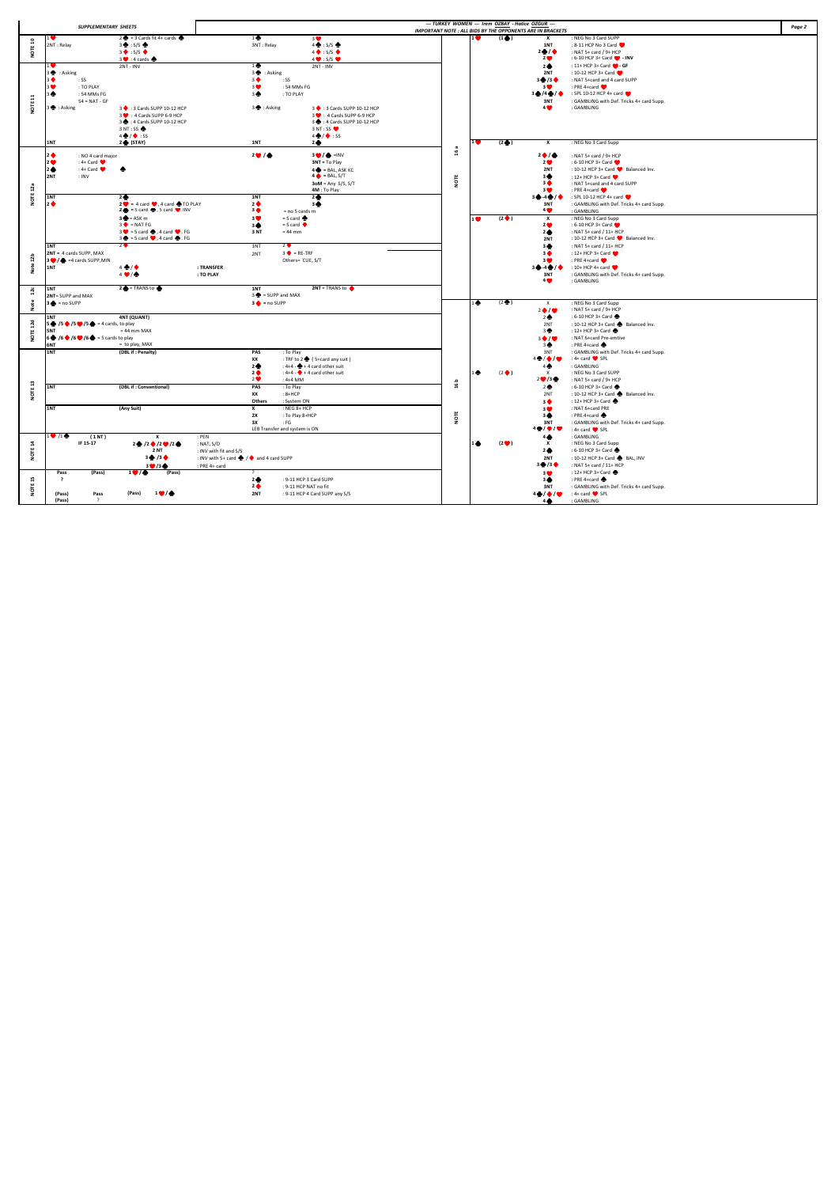## SUPPLEMENTARY SHEETS

— TURKEY WOMEN — Irem ÖZBAY - Hatice ÖZGÜR —

IMPORTANT NOTE : ALL BIDS BY THE OPPONENTS ARE IN BRACKETS

### NOTE 10

| | | | |
|---|---|---|---|
| 1♥ | 2♠ = 3 Cards fit 4+ cards ♠ | 1♠ | 3♥ |
| 2NT : Relay | 3♣ : S/S ♣ | 3NT : Relay | 4♣ : S/S ♣ |
| | 3♦ : S/S ♦ | | 4♦ : S/S ♦ |
| | 3♥ : 4 cards ♠ | | 4♥ : S/S ♥ |

### NOTE 11

| | | | |
|---|---|---|---|
| 1♥ | 2NT - INV | 1♠ | 2NT - INV |
| 3♣ : Asking | | 3♣ : Asking | |
| 3♦ : SS | | 3♦ : SS | |
| 3♥ : TO PLAY | | 3♥ : 54 MMs FG | |
| 3♠ : 54 MMs FG | | 3♠ : TO PLAY | |
| 54 = NAT - GF | | | |
| 3♣ : Asking | 3♦ : 3 Cards SUPP 10-12 HCP | 3♣ : Asking | 3♦ : 3 Cards SUPP 10-12 HCP |
| | 3♥ : 4 Cards SUPP 6-9 HCP | | 3♥ : 4 Cards SUPP 6-9 HCP |
| | 3♠ : 4 Cards SUPP 10-12 HCP | | 3♠ : 4 Cards SUPP 10-12 HCP |
| | 3 NT : SS ♠ | | 3 NT : SS ♥ |
| | 4♣ / ♦ : SS | | 4♣ / ♦ : SS |
| 1NT | 2♣ (STAY) | 1NT | 2♣ |

### NOTE 12a

- 2♦ : NO 4 card major
- 2♥ : 4+ Card ♥
- 2♠ : 4+ Card ♠
- 2NT : INV

2♥ / ♠ :
- 3♥ / ♠ = INV
- 3NT = To Play
- 4♣ = BAL, ASK KC
- 4♦ = BAL, S/T
- 3oM = Any S/S, S/T
- 4M : To Play

| | | | |
|---|---|---|---|
| 1NT | 2♣ | 1NT | 2♣ |
| 2♦ | 2♥ = 4 card ♥, 4 card ♠ TO PLAY | 2♦ | 3♣ |
| | 2♠ = 5 card ♠, 5 card ♥ INV | 3♦ | = no 5 cards m |
| | 3♣ = ASK m | 3♥ | = 5 card ♣ |
| | 3♦ = NAT FG | 3♠ | = 5 card ♦ |
| | 3♥ = 5 card ♠, 4 card ♥. FG | 3 NT | = 44 mm |
| | 3♠ = 5 card ♥, 4 card ♠. FG | | |

### Note 12b

| | | | |
|---|---|---|---|
| 1NT | 2♥ | 1NT | 2♥ |
| 2NT = 4 cards SUPP, MAX | | 2NT | 3♣ = RE-TRF |
| 3♥ / ♠ = 4 cards SUPP, MIN | | | Others = CUE, S/T |
| 1NT | 4♣ / ♦ : TRANSFER | | |
| | 4♥ / ♠ : TO PLAY | | |

### Note 12c

| | | | |
|---|---|---|---|
| 1NT | 2♠ = TRANS to ♣ | 1NT | 2NT = TRANS to ♦ |
| 2NT = SUPP and MAX | | 3♣ = SUPP and MAX | |
| 3♣ = no SUPP | | 3♦ = no SUPP | |

### NOTE 12d

| | |
|---|---|
| 1NT | 4NT (QUANT) |
| 5♣ /5♦ /5♥ /5♠ = 4 cards, to play | |
| 5NT | = 44 mm MAX |
| 6♣ /6♦ /6♥ /6♠ = 5 cards to play | |
| 6NT | = to play, MAX |

### NOTE 13

| | | | |
|---|---|---|---|
| 1NT | (DBL if : Penalty) | PAS | : To Play |
| | | XX | : TRF to 2♣ ( 5+card any suit ) |
| | | 2♣ | : 4+4 - ♣ + 4 card other suit |
| | | 2♦ | : 4+4 - ♦ + 4 card other suit |
| | | 2♥ | : 4+4 MM |
| 1NT | (DBL if : Conventional) | PAS | : To Play |
| | | XX | : 8+HCP |
| | | Others | : System ON |
| 1NT | (Any Suit) | X | : NEG 8+ HCP |
| | | 2X | : To Play 8+HCP |
| | | 3X | : FG |
| | | LEB Transfer and system is ON | |

### NOTE 14

| | | | |
|---|---|---|---|
| 1♥ /1♠ | (1NT) IF 15-17 | X | : PEN |
| | | 2♣ /2♦ /2♥ /2♠ | : NAT, S/O |
| | | 2 NT | : INV with fit and S/S |
| | | 3♣ /3♦ | : INV with 5+ card ♣ / ♦ and 4 card SUPP |
| | | 3♥ /3♠ | : PRE 4+ card |

### NOTE 15

| | | | | |
|---|---|---|---|---|
| Pass | (Pass) | 1♥ / ♠ | (Pass) | ? |
| ? | | | | 2♣ : 9-11 HCP 3 Card SUPP |
| | | | | 2♦ : 9-11 HCP NAT no fit |
| (Pass) | Pass | (Pass) | 1♥ / ♠ | 2NT : 9-11 HCP 4 Card SUPP any S/S |
| (Pass) | ? | | | |

### NOTE 16a

| | | | |
|---|---|---|---|
| 1♥ | (1♠) | X | : NEG No 3 Card SUPP |
| | | 1NT | : 8-11 HCP No 3 Card ♥ |
| | | 2♣ / ♦ | : NAT 5+ card / 9+ HCP |
| | | 2♥ | : 6-10 HCP 3+ Card ♥ - INV |
| | | 2♠ | : 11+ HCP 3+ Card ♥ - GF |
| | | 2NT | : 10-12 HCP 3+ Card ♥ |
| | | 3♣ /3♦ | : NAT 5+card and 4 card SUPP |
| | | 3♥ | : PRE 4+card ♥ |
| | | 3♠ /4♣ / ♦ | : SPL 10-12 HCP 4+ card ♥ |
| | | 3NT | : GAMBLING with Def. Tricks 4+ card Supp. |
| | | 4♥ | : GAMBLING |
| 1♥ | (2♣) | X | : NEG No 3 Card Supp |
| | | 2♦ / ♠ | : NAT 5+ card / 9+ HCP |
| | | 2♥ | : 6-10 HCP 3+ Card ♥ |
| | | 2NT | : 10-12 HCP 3+ Card ♥ Balanced Inv. |
| | | 3♣ | : 12+ HCP 3+ Card ♥ |
| | | 3♦ | : NAT 5+card and 4 card SUPP |
| | | 3♥ | : PRE 4+card ♥ |
| | | 3♠ -4♣ / ♦ | : SPL 10-12 HCP 4+ card ♥ |
| | | 3NT | : GAMBLING with Def. Tricks 4+ card Supp. |
| | | 4♥ | : GAMBLING |
| 1♥ | (2♦) | X | : NEG No 3 Card Supp |
| | | 2♥ | : 6-10 HCP 3+ Card ♥ |
| | | 2♠ | : NAT 5+ card / 11+ HCP |
| | | 2NT | : 10-12 HCP 3+ Card ♥ Balanced Inv. |
| | | 3♣ | : NAT 5+ card / 11+ HCP |
| | | 3♦ | : 12+ HCP 3+ Card ♥ |
| | | 3♥ | : PRE 4+card ♥ |
| | | 3♠ -4♣ / ♦ | : 10+ HCP 4+ card ♥ |
| | | 3NT | : GAMBLING with Def. Tricks 4+ card Supp. |
| | | 4♥ | : GAMBLING |

### NOTE 16b

| | | | |
|---|---|---|---|
| 1♠ | (2♣) | X | : NEG No 3 Card Supp |
| | | 2♦ / ♥ | : NAT 5+ card / 9+ HCP |
| | | 2♠ | : 6-10 HCP 3+ Card ♠ |
| | | 2NT | : 10-12 HCP 3+ Card ♠ Balanced Inv. |
| | | 3♣ | : 12+ HCP 3+ Card ♠ |
| | | 3♦ / ♥ | : NAT 6+card Pre-emtive |
| | | 3♠ | : PRE 4+card ♠ |
| | | 3NT | : GAMBLING with Def. Tricks 4+ card Supp. |
| | | 4♣ / ♦ / ♥ | : 4+ card ♠ SPL |
| | | 4♠ | : GAMBLING |
| 1♠ | (2♦) | X | : NEG No 3 Card SUPP |
| | | 2♥ /3♣ | : NAT 5+ card / 9+ HCP |
| | | 2♠ | : 6-10 HCP 3+ Card ♠ |
| | | 2NT | : 10-12 HCP 3+ Card ♠ Balanced Inv. |
| | | 3♦ | : 12+ HCP 3+ Card ♠ |
| | | 3♥ | : NAT 6+card PRE |
| | | 3♠ | : PRE 4+card ♠ |
| | | 3NT | : GAMBLING with Def. Tricks 4+ card Supp. |
| | | 4♣ / ♦ / ♥ | : 4+ card ♠ SPL |
| | | 4♠ | : GAMBLING |
| 1♠ | (2♥) | X | : NEG No 3 Card Supp |
| | | 2♠ | : 6-10 HCP 3+ Card ♠ |
| | | 2NT | : 10-12 HCP 3+ Card ♠ BAL, INV |
| | | 3♣ /3♦ | : NAT 5+ card / 11+ HCP |
| | | 3♥ | : 12+ HCP 3+ Card ♠ |
| | | 3♠ | : PRE 4+card ♠ |
| | | 3NT | : GAMBLING with Def. Tricks 4+ card Supp. |
| | | 4♣ / ♦ / ♥ | : 4+ card ♠ SPL |
| | | 4♠ | : GAMBLING |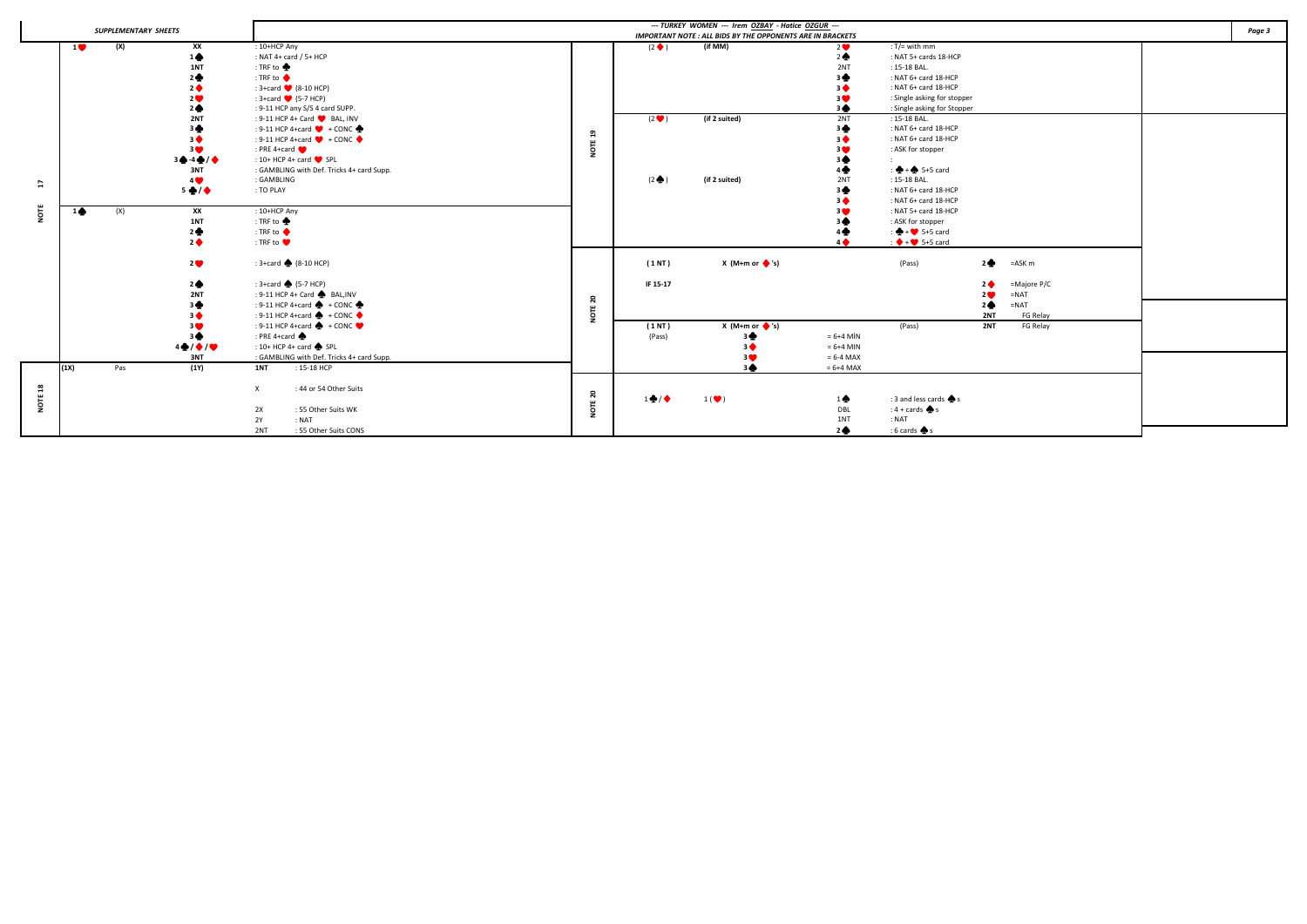SUPPLEMENTARY SHEETS

--- TURKEY WOMEN --- Irem OZBAY - Hatice OZGUR ---

IMPORTANT NOTE : ALL BIDS BY THE OPPONENTS ARE IN BRACKETS

**NOTE 17**

| | | | |
|---|---|---|---|
| 1♥ | (X) | XX | : 10+HCP Any |
| | | 1♠ | : NAT 4+ card / 5+ HCP |
| | | 1NT | : TRF to ♣ |
| | | 2♣ | : TRF to ♦ |
| | | 2♦ | : 3+card ♥ (8-10 HCP) |
| | | 2♥ | : 3+card ♥ (5-7 HCP) |
| | | 2♠ | : 9-11 HCP any S/S 4 card SUPP. |
| | | 2NT | : 9-11 HCP 4+ Card ♥ BAL, INV |
| | | 3♣ | : 9-11 HCP 4+card ♥ + CONC ♣ |
| | | 3♦ | : 9-11 HCP 4+card ♥ + CONC ♦ |
| | | 3♥ | : PRE 4+card ♥ |
| | | 3♠-4♣/♦ | : 10+ HCP 4+ card ♥ SPL |
| | | 3NT | : GAMBLING with Def. Tricks 4+ card Supp. |
| | | 4♥ | : GAMBLING |
| | | 5♣/♦ | : TO PLAY |
| 1♠ | (X) | XX | : 10+HCP Any |
| | | 1NT | : TRF to ♣ |
| | | 2♣ | : TRF to ♦ |
| | | 2♦ | : TRF to ♥ |
| | | 2♥ | : 3+card ♠ (8-10 HCP) |
| | | 2♠ | : 3+card ♠ (5-7 HCP) |
| | | 2NT | : 9-11 HCP 4+ Card ♠ BAL,INV |
| | | 3♣ | : 9-11 HCP 4+card ♠ + CONC ♣ |
| | | 3♦ | : 9-11 HCP 4+card ♠ + CONC ♦ |
| | | 3♥ | : 9-11 HCP 4+card ♠ + CONC ♥ |
| | | 3♠ | : PRE 4+card ♠ |
| | | 4♣/♦/♥ | : 10+ HCP 4+ card ♠ SPL |
| | | 3NT | : GAMBLING with Def. Tricks 4+ card Supp. |

**NOTE 18**

| | | | |
|---|---|---|---|
| (1X) | Pas | (1Y) | 1NT : 15-18 HCP |
| | | | X : 44 or 54 Other Suits |
| | | | 2X : 55 Other Suits WK |
| | | | 2Y : NAT |
| | | | 2NT : 55 Other Suits CONS |

**NOTE 19**

| | | | |
|---|---|---|---|
| (2♦) | (if MM) | 2♥ | : T/= with mm |
| | | 2♠ | : NAT 5+ cards 18-HCP |
| | | 2NT | : 15-18 BAL. |
| | | 3♣ | : NAT 6+ card 18-HCP |
| | | 3♦ | : NAT 6+ card 18-HCP |
| | | 3♥ | : Single asking for stopper |
| | | 3♠ | : Single asking for Stopper |
| (2♥) | (if 2 suited) | 2NT | : 15-18 BAL. |
| | | 3♣ | : NAT 6+ card 18-HCP |
| | | 3♦ | : NAT 6+ card 18-HCP |
| | | 3♥ | : ASK for stopper |
| | | 3♠ | : |
| | | 4♣ | : ♣+♠ 5+5 card |
| (2♠) | (if 2 suited) | 2NT | : 15-18 BAL. |
| | | 3♣ | : NAT 6+ card 18-HCP |
| | | 3♦ | : NAT 6+ card 18-HCP |
| | | 3♥ | : NAT 5+ card 18-HCP |
| | | 3♠ | : ASK for stopper |
| | | 4♣ | : ♣+♥ 5+5 card |
| | | 4♦ | : ♦+♥ 5+5 card |

**NOTE 20**

| | | | | | |
|---|---|---|---|---|---|
| (1NT) | X (M+m or ♦'s) | | (Pass) | 2♣ | =ASK m |
| IF 15-17 | | | | 2♦ | =Majore P/C |
| | | | | 2♥ | =NAT |
| | | | | 2♠ | =NAT |
| | | | | 2NT | FG Relay |
| (1NT) | X (M+m or ♦'s) | | (Pass) | 2NT | FG Relay |
| (Pass) | 3♣ | = 6+4 MİN | | | |
| | 3♦ | = 6+4 MIN | | | |
| | 3♥ | = 6-4 MAX | | | |
| | 3♠ | = 6+4 MAX | | | |

**NOTE 20**

| | | | |
|---|---|---|---|
| 1♣/♦ | 1(♥) | 1♠ | : 3 and less cards ♠s |
| | | DBL | : 4 + cards ♠s |
| | | 1NT | : NAT |
| | | 2♠ | : 6 cards ♠s |